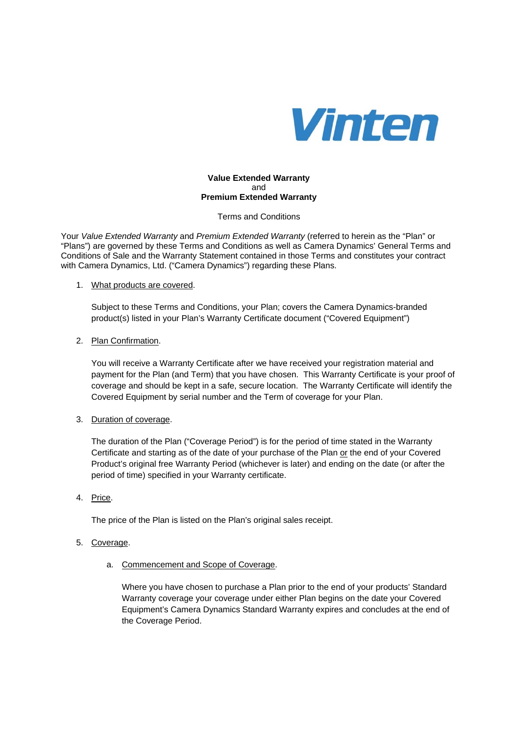Vinten

**Value Extended Warranty**
and
**Premium Extended Warranty**

Terms and Conditions

Your *Value Extended Warranty* and *Premium Extended Warranty* (referred to herein as the "Plan" or "Plans") are governed by these Terms and Conditions as well as Camera Dynamics' General Terms and Conditions of Sale and the Warranty Statement contained in those Terms and constitutes your contract with Camera Dynamics, Ltd. ("Camera Dynamics") regarding these Plans.

1. <u>What products are covered</u>.

   Subject to these Terms and Conditions, your Plan; covers the Camera Dynamics-branded product(s) listed in your Plan's Warranty Certificate document ("Covered Equipment")

2. <u>Plan Confirmation</u>.

   You will receive a Warranty Certificate after we have received your registration material and payment for the Plan (and Term) that you have chosen. This Warranty Certificate is your proof of coverage and should be kept in a safe, secure location. The Warranty Certificate will identify the Covered Equipment by serial number and the Term of coverage for your Plan.

3. <u>Duration of coverage</u>.

   The duration of the Plan ("Coverage Period") is for the period of time stated in the Warranty Certificate and starting as of the date of your purchase of the Plan <u>or</u> the end of your Covered Product's original free Warranty Period (whichever is later) and ending on the date (or after the period of time) specified in your Warranty certificate.

4. <u>Price</u>.

   The price of the Plan is listed on the Plan's original sales receipt.

5. <u>Coverage</u>.

   a. <u>Commencement and Scope of Coverage</u>.

      Where you have chosen to purchase a Plan prior to the end of your products' Standard Warranty coverage your coverage under either Plan begins on the date your Covered Equipment's Camera Dynamics Standard Warranty expires and concludes at the end of the Coverage Period.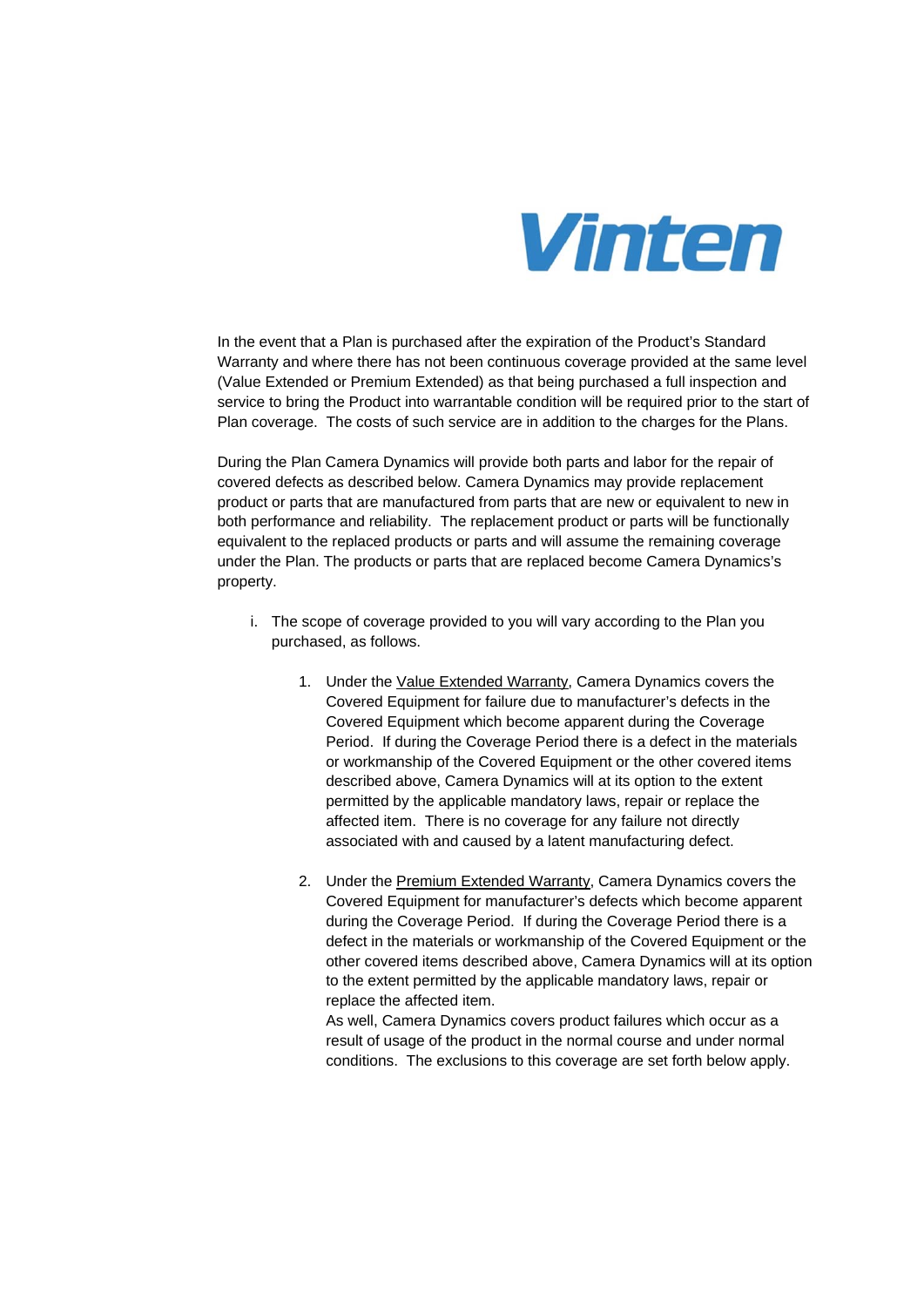In the event that a Plan is purchased after the expiration of the Product's Standard Warranty and where there has not been continuous coverage provided at the same level (Value Extended or Premium Extended) as that being purchased a full inspection and service to bring the Product into warrantable condition will be required prior to the start of Plan coverage. The costs of such service are in addition to the charges for the Plans.

During the Plan Camera Dynamics will provide both parts and labor for the repair of covered defects as described below. Camera Dynamics may provide replacement product or parts that are manufactured from parts that are new or equivalent to new in both performance and reliability. The replacement product or parts will be functionally equivalent to the replaced products or parts and will assume the remaining coverage under the Plan. The products or parts that are replaced become Camera Dynamics's property.

i. The scope of coverage provided to you will vary according to the Plan you purchased, as follows.

   1. Under the Value Extended Warranty, Camera Dynamics covers the Covered Equipment for failure due to manufacturer's defects in the Covered Equipment which become apparent during the Coverage Period. If during the Coverage Period there is a defect in the materials or workmanship of the Covered Equipment or the other covered items described above, Camera Dynamics will at its option to the extent permitted by the applicable mandatory laws, repair or replace the affected item. There is no coverage for any failure not directly associated with and caused by a latent manufacturing defect.

   2. Under the Premium Extended Warranty, Camera Dynamics covers the Covered Equipment for manufacturer's defects which become apparent during the Coverage Period. If during the Coverage Period there is a defect in the materials or workmanship of the Covered Equipment or the other covered items described above, Camera Dynamics will at its option to the extent permitted by the applicable mandatory laws, repair or replace the affected item.
      As well, Camera Dynamics covers product failures which occur as a result of usage of the product in the normal course and under normal conditions. The exclusions to this coverage are set forth below apply.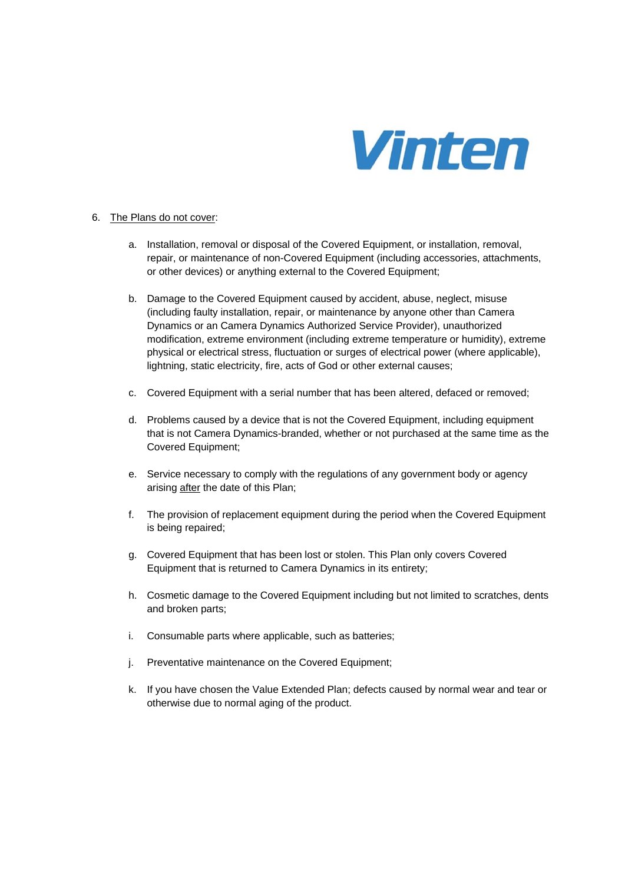6. The Plans do not cover:

   a. Installation, removal or disposal of the Covered Equipment, or installation, removal, repair, or maintenance of non-Covered Equipment (including accessories, attachments, or other devices) or anything external to the Covered Equipment;

   b. Damage to the Covered Equipment caused by accident, abuse, neglect, misuse (including faulty installation, repair, or maintenance by anyone other than Camera Dynamics or an Camera Dynamics Authorized Service Provider), unauthorized modification, extreme environment (including extreme temperature or humidity), extreme physical or electrical stress, fluctuation or surges of electrical power (where applicable), lightning, static electricity, fire, acts of God or other external causes;

   c. Covered Equipment with a serial number that has been altered, defaced or removed;

   d. Problems caused by a device that is not the Covered Equipment, including equipment that is not Camera Dynamics-branded, whether or not purchased at the same time as the Covered Equipment;

   e. Service necessary to comply with the regulations of any government body or agency arising after the date of this Plan;

   f. The provision of replacement equipment during the period when the Covered Equipment is being repaired;

   g. Covered Equipment that has been lost or stolen. This Plan only covers Covered Equipment that is returned to Camera Dynamics in its entirety;

   h. Cosmetic damage to the Covered Equipment including but not limited to scratches, dents and broken parts;

   i. Consumable parts where applicable, such as batteries;

   j. Preventative maintenance on the Covered Equipment;

   k. If you have chosen the Value Extended Plan; defects caused by normal wear and tear or otherwise due to normal aging of the product.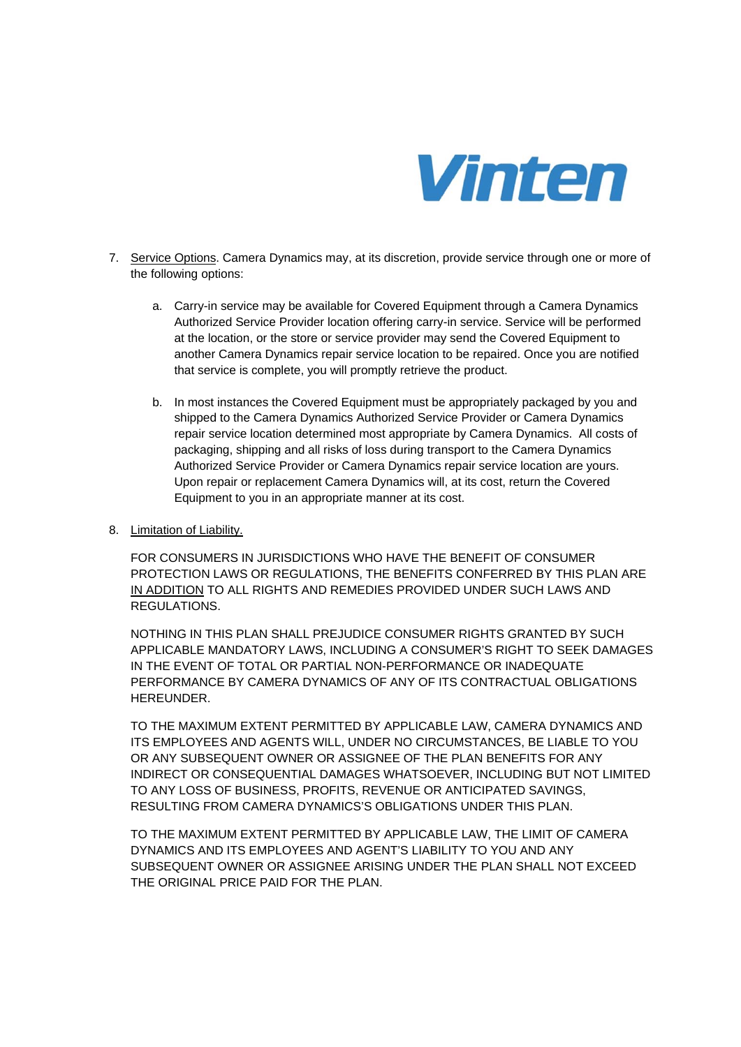7. <u>Service Options</u>. Camera Dynamics may, at its discretion, provide service through one or more of the following options:

    a. Carry-in service may be available for Covered Equipment through a Camera Dynamics Authorized Service Provider location offering carry-in service. Service will be performed at the location, or the store or service provider may send the Covered Equipment to another Camera Dynamics repair service location to be repaired. Once you are notified that service is complete, you will promptly retrieve the product.

    b. In most instances the Covered Equipment must be appropriately packaged by you and shipped to the Camera Dynamics Authorized Service Provider or Camera Dynamics repair service location determined most appropriate by Camera Dynamics. All costs of packaging, shipping and all risks of loss during transport to the Camera Dynamics Authorized Service Provider or Camera Dynamics repair service location are yours. Upon repair or replacement Camera Dynamics will, at its cost, return the Covered Equipment to you in an appropriate manner at its cost.

8. <u>Limitation of Liability.</u>

    FOR CONSUMERS IN JURISDICTIONS WHO HAVE THE BENEFIT OF CONSUMER PROTECTION LAWS OR REGULATIONS, THE BENEFITS CONFERRED BY THIS PLAN ARE <u>IN ADDITION</u> TO ALL RIGHTS AND REMEDIES PROVIDED UNDER SUCH LAWS AND REGULATIONS.

    NOTHING IN THIS PLAN SHALL PREJUDICE CONSUMER RIGHTS GRANTED BY SUCH APPLICABLE MANDATORY LAWS, INCLUDING A CONSUMER'S RIGHT TO SEEK DAMAGES IN THE EVENT OF TOTAL OR PARTIAL NON-PERFORMANCE OR INADEQUATE PERFORMANCE BY CAMERA DYNAMICS OF ANY OF ITS CONTRACTUAL OBLIGATIONS HEREUNDER.

    TO THE MAXIMUM EXTENT PERMITTED BY APPLICABLE LAW, CAMERA DYNAMICS AND ITS EMPLOYEES AND AGENTS WILL, UNDER NO CIRCUMSTANCES, BE LIABLE TO YOU OR ANY SUBSEQUENT OWNER OR ASSIGNEE OF THE PLAN BENEFITS FOR ANY INDIRECT OR CONSEQUENTIAL DAMAGES WHATSOEVER, INCLUDING BUT NOT LIMITED TO ANY LOSS OF BUSINESS, PROFITS, REVENUE OR ANTICIPATED SAVINGS, RESULTING FROM CAMERA DYNAMICS'S OBLIGATIONS UNDER THIS PLAN.

    TO THE MAXIMUM EXTENT PERMITTED BY APPLICABLE LAW, THE LIMIT OF CAMERA DYNAMICS AND ITS EMPLOYEES AND AGENT'S LIABILITY TO YOU AND ANY SUBSEQUENT OWNER OR ASSIGNEE ARISING UNDER THE PLAN SHALL NOT EXCEED THE ORIGINAL PRICE PAID FOR THE PLAN.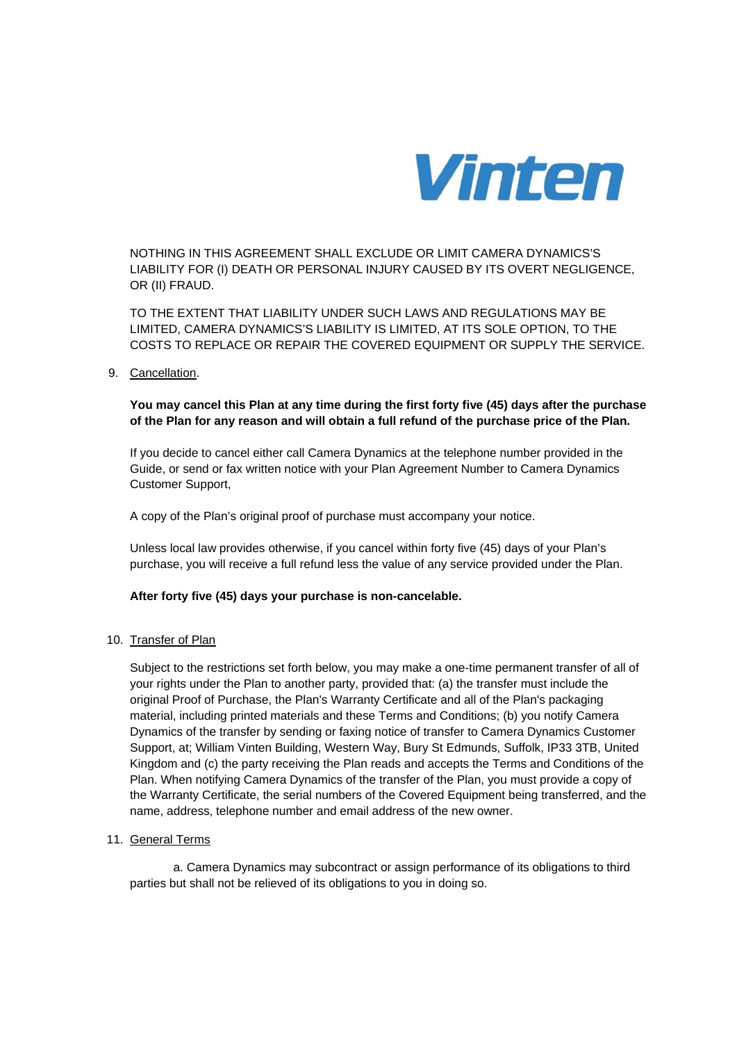NOTHING IN THIS AGREEMENT SHALL EXCLUDE OR LIMIT CAMERA DYNAMICS'S LIABILITY FOR (I) DEATH OR PERSONAL INJURY CAUSED BY ITS OVERT NEGLIGENCE, OR (II) FRAUD.

TO THE EXTENT THAT LIABILITY UNDER SUCH LAWS AND REGULATIONS MAY BE LIMITED, CAMERA DYNAMICS'S LIABILITY IS LIMITED, AT ITS SOLE OPTION, TO THE COSTS TO REPLACE OR REPAIR THE COVERED EQUIPMENT OR SUPPLY THE SERVICE.

9. Cancellation.

   **You may cancel this Plan at any time during the first forty five (45) days after the purchase of the Plan for any reason and will obtain a full refund of the purchase price of the Plan.**

   If you decide to cancel either call Camera Dynamics at the telephone number provided in the Guide, or send or fax written notice with your Plan Agreement Number to Camera Dynamics Customer Support,

   A copy of the Plan's original proof of purchase must accompany your notice.

   Unless local law provides otherwise, if you cancel within forty five (45) days of your Plan's purchase, you will receive a full refund less the value of any service provided under the Plan.

   **After forty five (45) days your purchase is non-cancelable.**

10. Transfer of Plan

    Subject to the restrictions set forth below, you may make a one-time permanent transfer of all of your rights under the Plan to another party, provided that: (a) the transfer must include the original Proof of Purchase, the Plan's Warranty Certificate and all of the Plan's packaging material, including printed materials and these Terms and Conditions; (b) you notify Camera Dynamics of the transfer by sending or faxing notice of transfer to Camera Dynamics Customer Support, at; William Vinten Building, Western Way, Bury St Edmunds, Suffolk, IP33 3TB, United Kingdom and (c) the party receiving the Plan reads and accepts the Terms and Conditions of the Plan. When notifying Camera Dynamics of the transfer of the Plan, you must provide a copy of the Warranty Certificate, the serial numbers of the Covered Equipment being transferred, and the name, address, telephone number and email address of the new owner.

11. General Terms

    a. Camera Dynamics may subcontract or assign performance of its obligations to third parties but shall not be relieved of its obligations to you in doing so.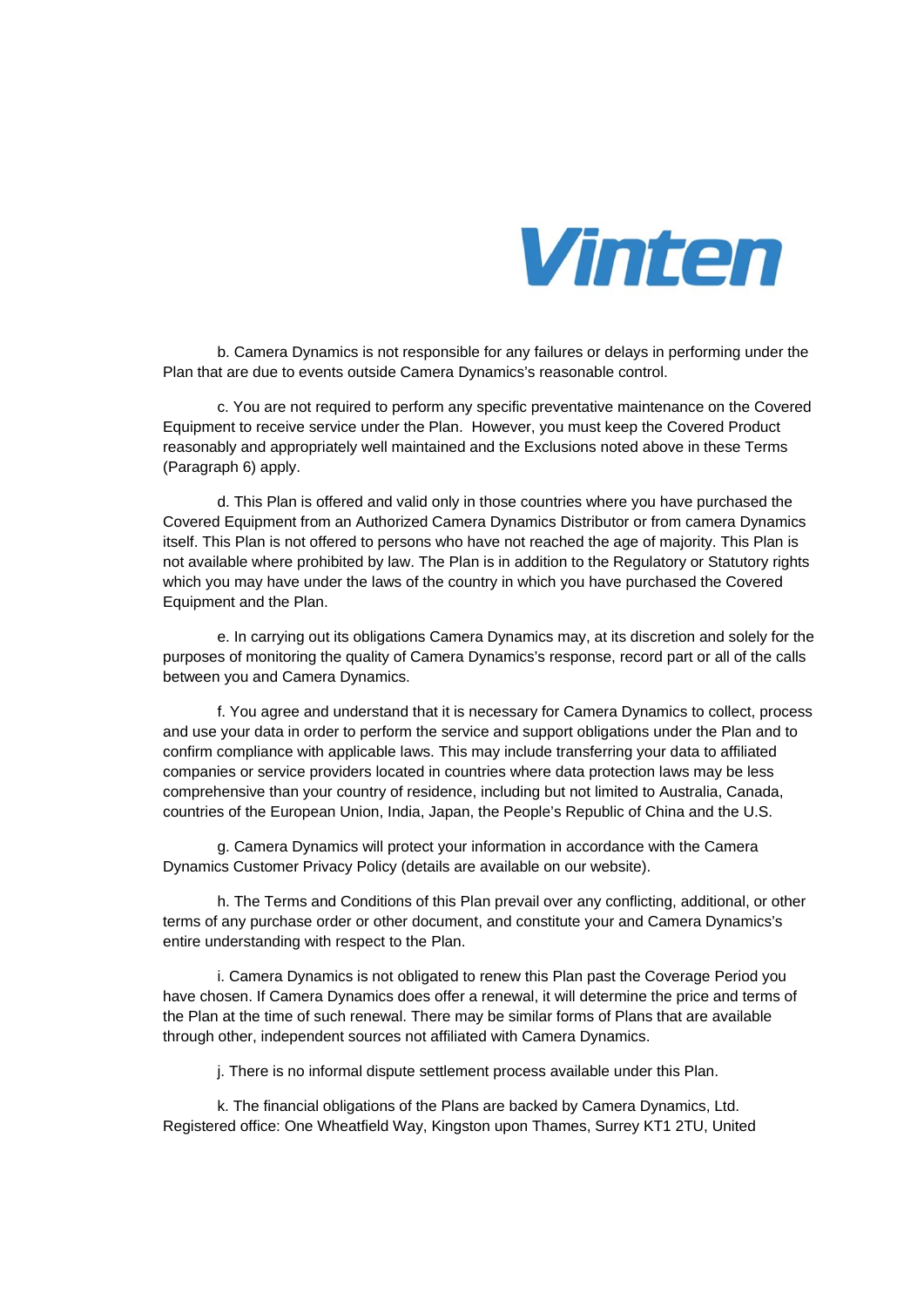b. Camera Dynamics is not responsible for any failures or delays in performing under the Plan that are due to events outside Camera Dynamics's reasonable control.

c. You are not required to perform any specific preventative maintenance on the Covered Equipment to receive service under the Plan. However, you must keep the Covered Product reasonably and appropriately well maintained and the Exclusions noted above in these Terms (Paragraph 6) apply.

d. This Plan is offered and valid only in those countries where you have purchased the Covered Equipment from an Authorized Camera Dynamics Distributor or from camera Dynamics itself. This Plan is not offered to persons who have not reached the age of majority. This Plan is not available where prohibited by law. The Plan is in addition to the Regulatory or Statutory rights which you may have under the laws of the country in which you have purchased the Covered Equipment and the Plan.

e. In carrying out its obligations Camera Dynamics may, at its discretion and solely for the purposes of monitoring the quality of Camera Dynamics's response, record part or all of the calls between you and Camera Dynamics.

f. You agree and understand that it is necessary for Camera Dynamics to collect, process and use your data in order to perform the service and support obligations under the Plan and to confirm compliance with applicable laws. This may include transferring your data to affiliated companies or service providers located in countries where data protection laws may be less comprehensive than your country of residence, including but not limited to Australia, Canada, countries of the European Union, India, Japan, the People's Republic of China and the U.S.

g. Camera Dynamics will protect your information in accordance with the Camera Dynamics Customer Privacy Policy (details are available on our website).

h. The Terms and Conditions of this Plan prevail over any conflicting, additional, or other terms of any purchase order or other document, and constitute your and Camera Dynamics's entire understanding with respect to the Plan.

i. Camera Dynamics is not obligated to renew this Plan past the Coverage Period you have chosen. If Camera Dynamics does offer a renewal, it will determine the price and terms of the Plan at the time of such renewal. There may be similar forms of Plans that are available through other, independent sources not affiliated with Camera Dynamics.

j. There is no informal dispute settlement process available under this Plan.

k. The financial obligations of the Plans are backed by Camera Dynamics, Ltd. Registered office: One Wheatfield Way, Kingston upon Thames, Surrey KT1 2TU, United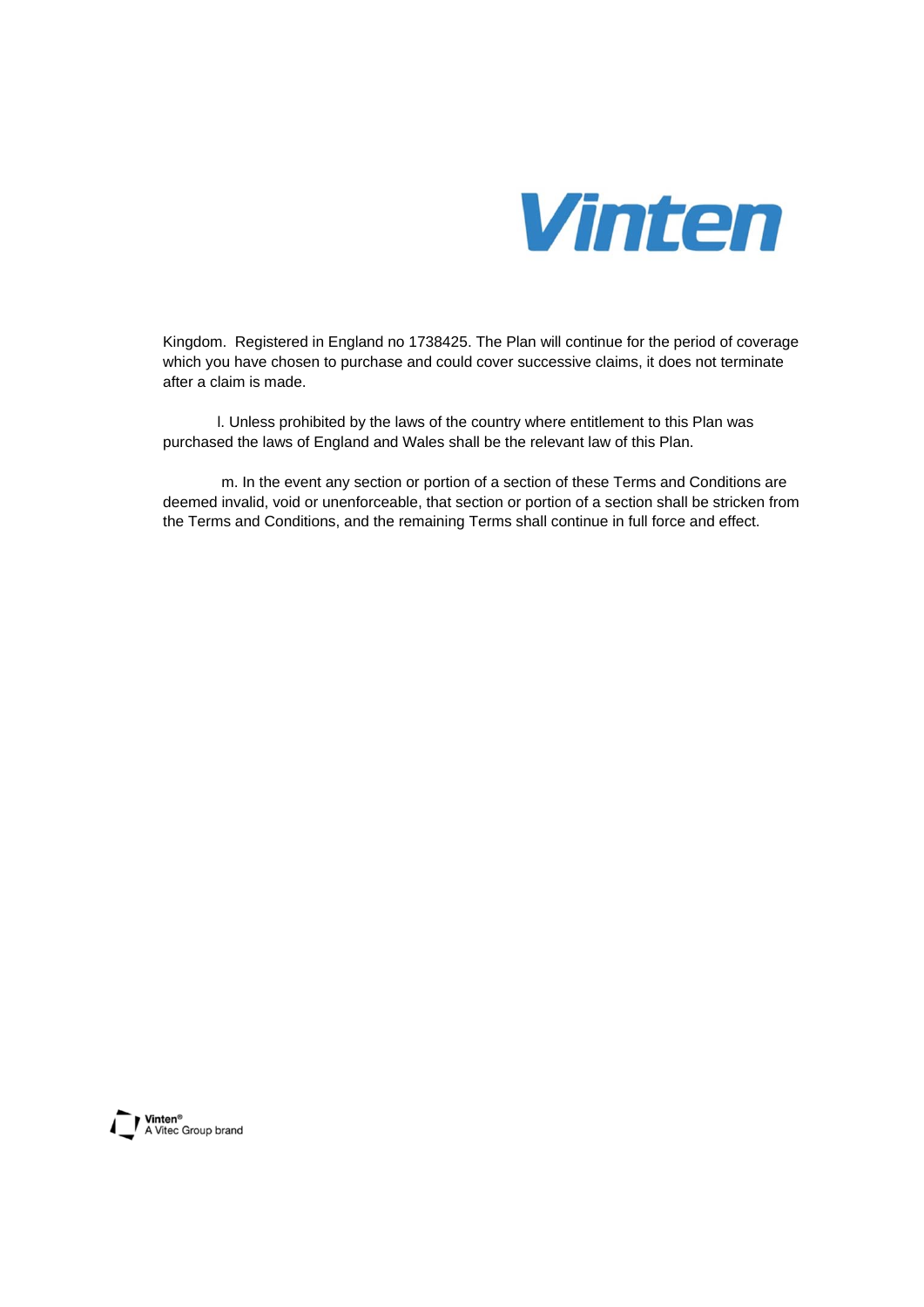Kingdom. Registered in England no 1738425. The Plan will continue for the period of coverage which you have chosen to purchase and could cover successive claims, it does not terminate after a claim is made.

l. Unless prohibited by the laws of the country where entitlement to this Plan was purchased the laws of England and Wales shall be the relevant law of this Plan.

m. In the event any section or portion of a section of these Terms and Conditions are deemed invalid, void or unenforceable, that section or portion of a section shall be stricken from the Terms and Conditions, and the remaining Terms shall continue in full force and effect.